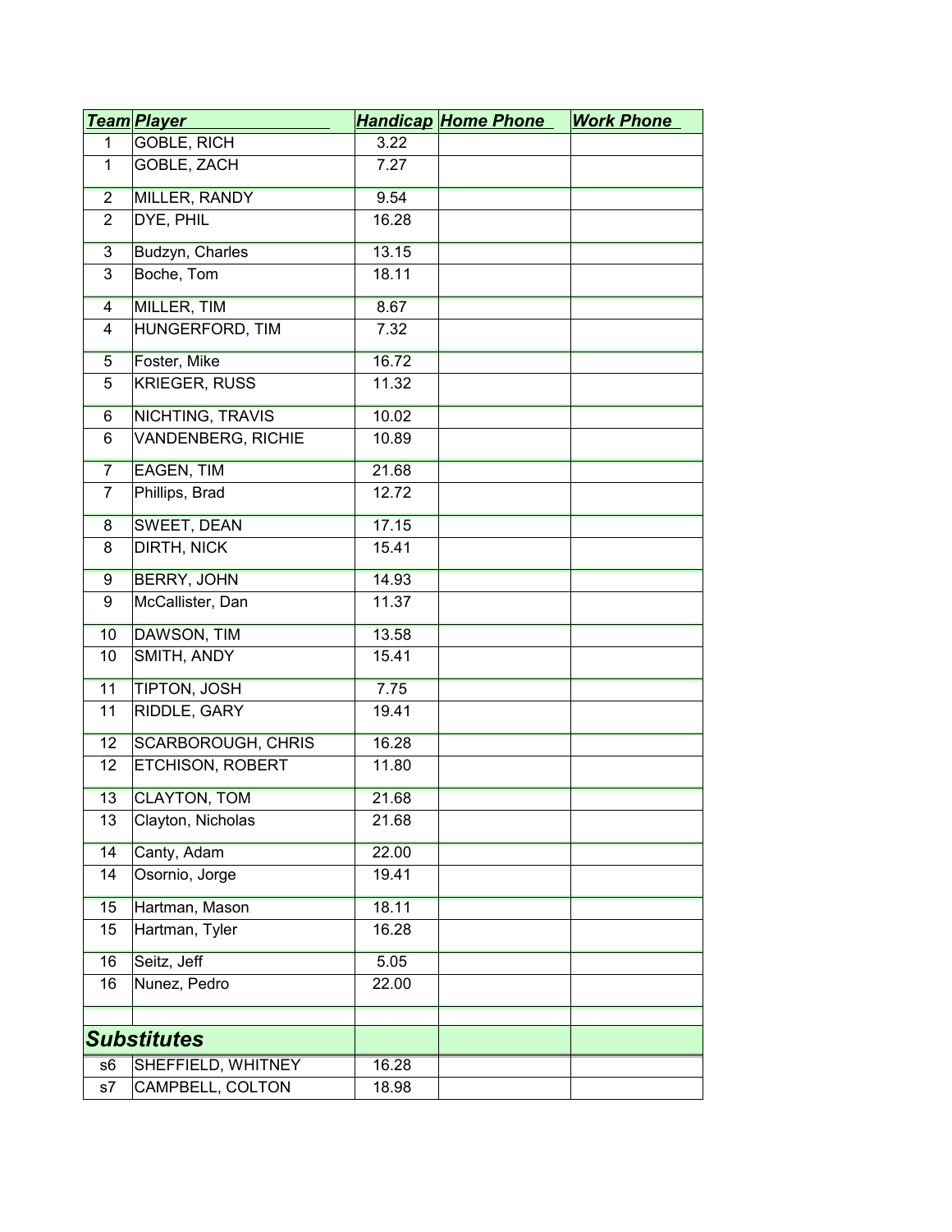| Team | Player | Handicap | Home Phone | Work Phone |
|---|---|---|---|---|
| 1 | GOBLE, RICH | 3.22 | | |
| 1 | GOBLE, ZACH | 7.27 | | |
| 2 | MILLER, RANDY | 9.54 | | |
| 2 | DYE, PHIL | 16.28 | | |
| 3 | Budzyn, Charles | 13.15 | | |
| 3 | Boche, Tom | 18.11 | | |
| 4 | MILLER, TIM | 8.67 | | |
| 4 | HUNGERFORD, TIM | 7.32 | | |
| 5 | Foster, Mike | 16.72 | | |
| 5 | KRIEGER, RUSS | 11.32 | | |
| 6 | NICHTING, TRAVIS | 10.02 | | |
| 6 | VANDENBERG, RICHIE | 10.89 | | |
| 7 | EAGEN, TIM | 21.68 | | |
| 7 | Phillips, Brad | 12.72 | | |
| 8 | SWEET, DEAN | 17.15 | | |
| 8 | DIRTH, NICK | 15.41 | | |
| 9 | BERRY, JOHN | 14.93 | | |
| 9 | McCallister, Dan | 11.37 | | |
| 10 | DAWSON, TIM | 13.58 | | |
| 10 | SMITH, ANDY | 15.41 | | |
| 11 | TIPTON, JOSH | 7.75 | | |
| 11 | RIDDLE, GARY | 19.41 | | |
| 12 | SCARBOROUGH, CHRIS | 16.28 | | |
| 12 | ETCHISON, ROBERT | 11.80 | | |
| 13 | CLAYTON, TOM | 21.68 | | |
| 13 | Clayton, Nicholas | 21.68 | | |
| 14 | Canty, Adam | 22.00 | | |
| 14 | Osornio, Jorge | 19.41 | | |
| 15 | Hartman, Mason | 18.11 | | |
| 15 | Hartman, Tyler | 16.28 | | |
| 16 | Seitz, Jeff | 5.05 | | |
| 16 | Nunez, Pedro | 22.00 | | |
| | | | | |
| ***Substitutes*** | | | | |
| s6 | SHEFFIELD, WHITNEY | 16.28 | | |
| s7 | CAMPBELL, COLTON | 18.98 | | |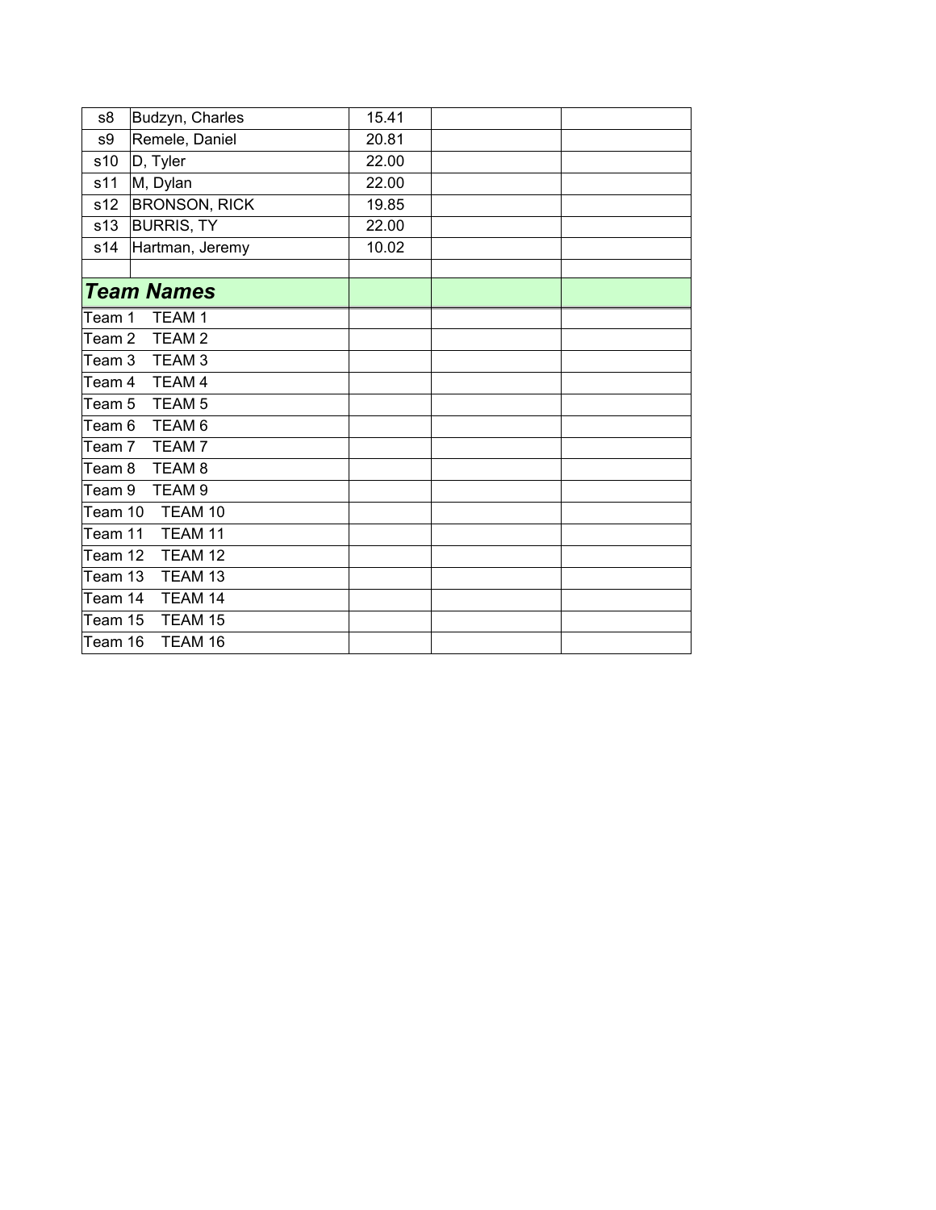| | | | | |
|---|---|---|---|---|
| s8 | Budzyn, Charles | 15.41 | | |
| s9 | Remele, Daniel | 20.81 | | |
| s10 | D, Tyler | 22.00 | | |
| s11 | M, Dylan | 22.00 | | |
| s12 | BRONSON, RICK | 19.85 | | |
| s13 | BURRIS, TY | 22.00 | | |
| s14 | Hartman, Jeremy | 10.02 | | |
| | | | | |
| ***Team Names*** | | | | |
| Team 1 | TEAM 1 | | | |
| Team 2 | TEAM 2 | | | |
| Team 3 | TEAM 3 | | | |
| Team 4 | TEAM 4 | | | |
| Team 5 | TEAM 5 | | | |
| Team 6 | TEAM 6 | | | |
| Team 7 | TEAM 7 | | | |
| Team 8 | TEAM 8 | | | |
| Team 9 | TEAM 9 | | | |
| Team 10 | TEAM 10 | | | |
| Team 11 | TEAM 11 | | | |
| Team 12 | TEAM 12 | | | |
| Team 13 | TEAM 13 | | | |
| Team 14 | TEAM 14 | | | |
| Team 15 | TEAM 15 | | | |
| Team 16 | TEAM 16 | | | |